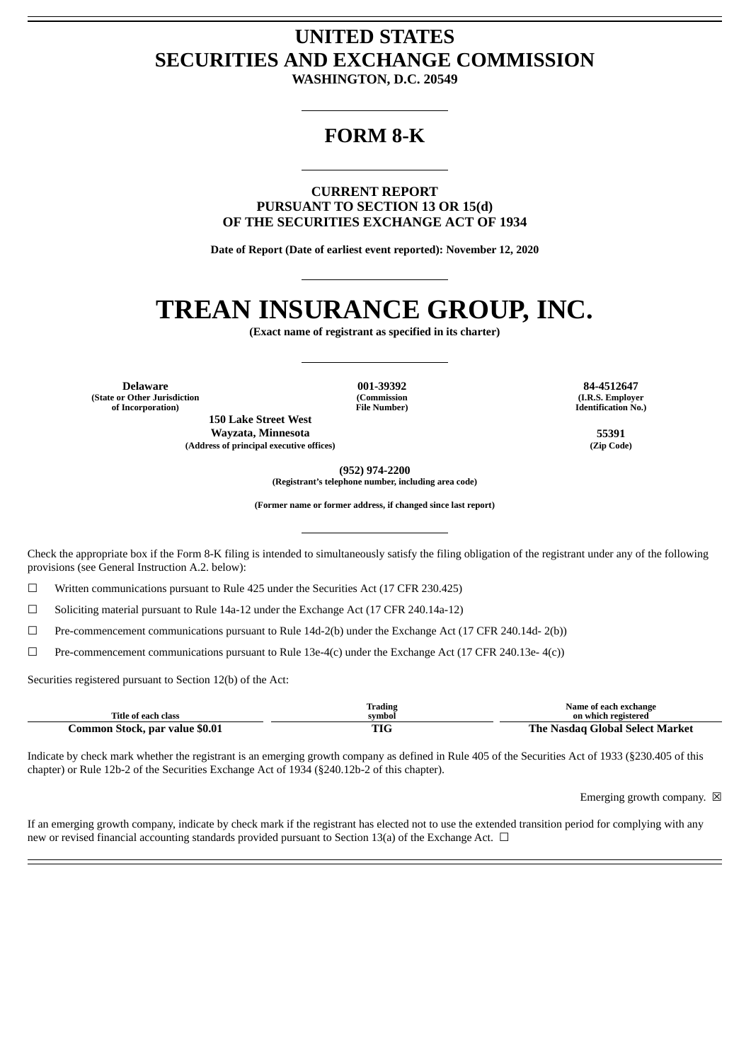# UNITED STATES
# SECURITIES AND EXCHANGE COMMISSION

**WASHINGTON, D.C. 20549**

## FORM 8-K

**CURRENT REPORT**
**PURSUANT TO SECTION 13 OR 15(d)**
**OF THE SECURITIES EXCHANGE ACT OF 1934**

**Date of Report (Date of earliest event reported): November 12, 2020**

# TREAN INSURANCE GROUP, INC.

**(Exact name of registrant as specified in its charter)**

| **Delaware** | **001-39392** | **84-4512647** |
|---|---|---|
| **(State or Other Jurisdiction of Incorporation)** | **(Commission File Number)** | **(I.R.S. Employer Identification No.)** |

| **150 Lake Street West Wayzata, Minnesota** | **55391** |
|---|---|
| **(Address of principal executive offices)** | **(Zip Code)** |

**(952) 974-2200**
**(Registrant's telephone number, including area code)**

**(Former name or former address, if changed since last report)**

Check the appropriate box if the Form 8-K filing is intended to simultaneously satisfy the filing obligation of the registrant under any of the following provisions (see General Instruction A.2. below):

☐ Written communications pursuant to Rule 425 under the Securities Act (17 CFR 230.425)

☐ Soliciting material pursuant to Rule 14a-12 under the Exchange Act (17 CFR 240.14a-12)

☐ Pre-commencement communications pursuant to Rule 14d-2(b) under the Exchange Act (17 CFR 240.14d- 2(b))

☐ Pre-commencement communications pursuant to Rule 13e-4(c) under the Exchange Act (17 CFR 240.13e- 4(c))

Securities registered pursuant to Section 12(b) of the Act:

| Title of each class | Trading symbol | Name of each exchange on which registered |
|---|---|---|
| **Common Stock, par value $0.01** | **TIG** | **The Nasdaq Global Select Market** |

Indicate by check mark whether the registrant is an emerging growth company as defined in Rule 405 of the Securities Act of 1933 (§230.405 of this chapter) or Rule 12b-2 of the Securities Exchange Act of 1934 (§240.12b-2 of this chapter).

Emerging growth company. ☒

If an emerging growth company, indicate by check mark if the registrant has elected not to use the extended transition period for complying with any new or revised financial accounting standards provided pursuant to Section 13(a) of the Exchange Act. ☐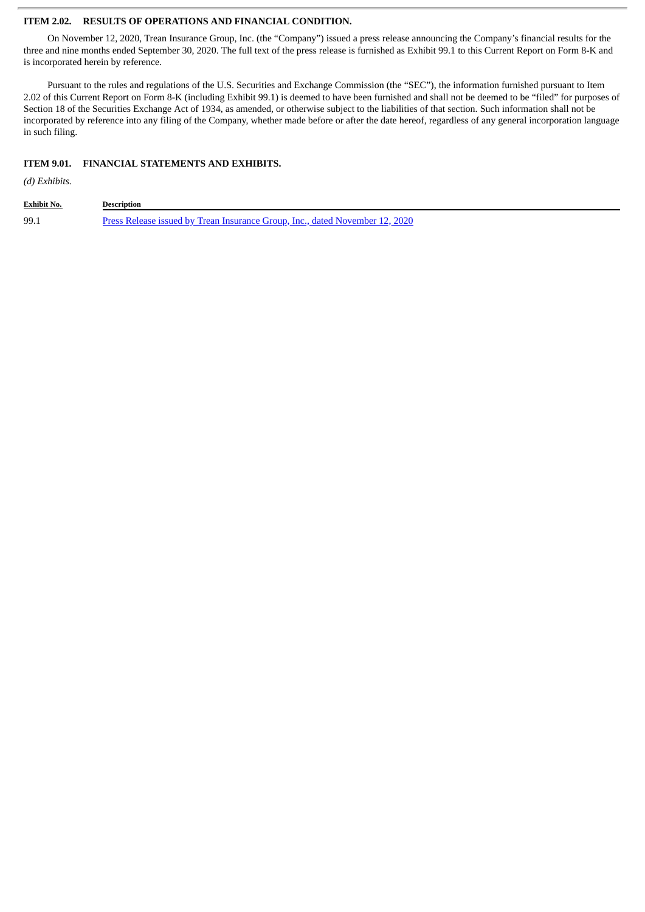## ITEM 2.02. RESULTS OF OPERATIONS AND FINANCIAL CONDITION.

On November 12, 2020, Trean Insurance Group, Inc. (the "Company") issued a press release announcing the Company's financial results for the three and nine months ended September 30, 2020. The full text of the press release is furnished as Exhibit 99.1 to this Current Report on Form 8-K and is incorporated herein by reference.

Pursuant to the rules and regulations of the U.S. Securities and Exchange Commission (the "SEC"), the information furnished pursuant to Item 2.02 of this Current Report on Form 8-K (including Exhibit 99.1) is deemed to have been furnished and shall not be deemed to be "filed" for purposes of Section 18 of the Securities Exchange Act of 1934, as amended, or otherwise subject to the liabilities of that section. Such information shall not be incorporated by reference into any filing of the Company, whether made before or after the date hereof, regardless of any general incorporation language in such filing.

## ITEM 9.01. FINANCIAL STATEMENTS AND EXHIBITS.

*(d) Exhibits.*

| Exhibit No. | Description |
|---|---|
| 99.1 | Press Release issued by Trean Insurance Group, Inc., dated November 12, 2020 |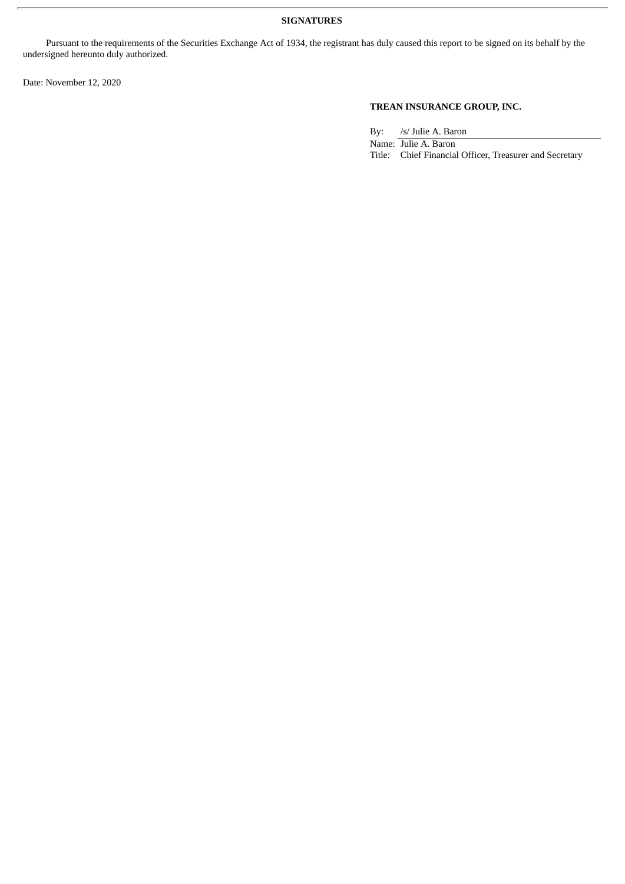**SIGNATURES**

Pursuant to the requirements of the Securities Exchange Act of 1934, the registrant has duly caused this report to be signed on its behalf by the undersigned hereunto duly authorized.

Date: November 12, 2020

**TREAN INSURANCE GROUP, INC.**

By: /s/ Julie A. Baron
Name: Julie A. Baron
Title: Chief Financial Officer, Treasurer and Secretary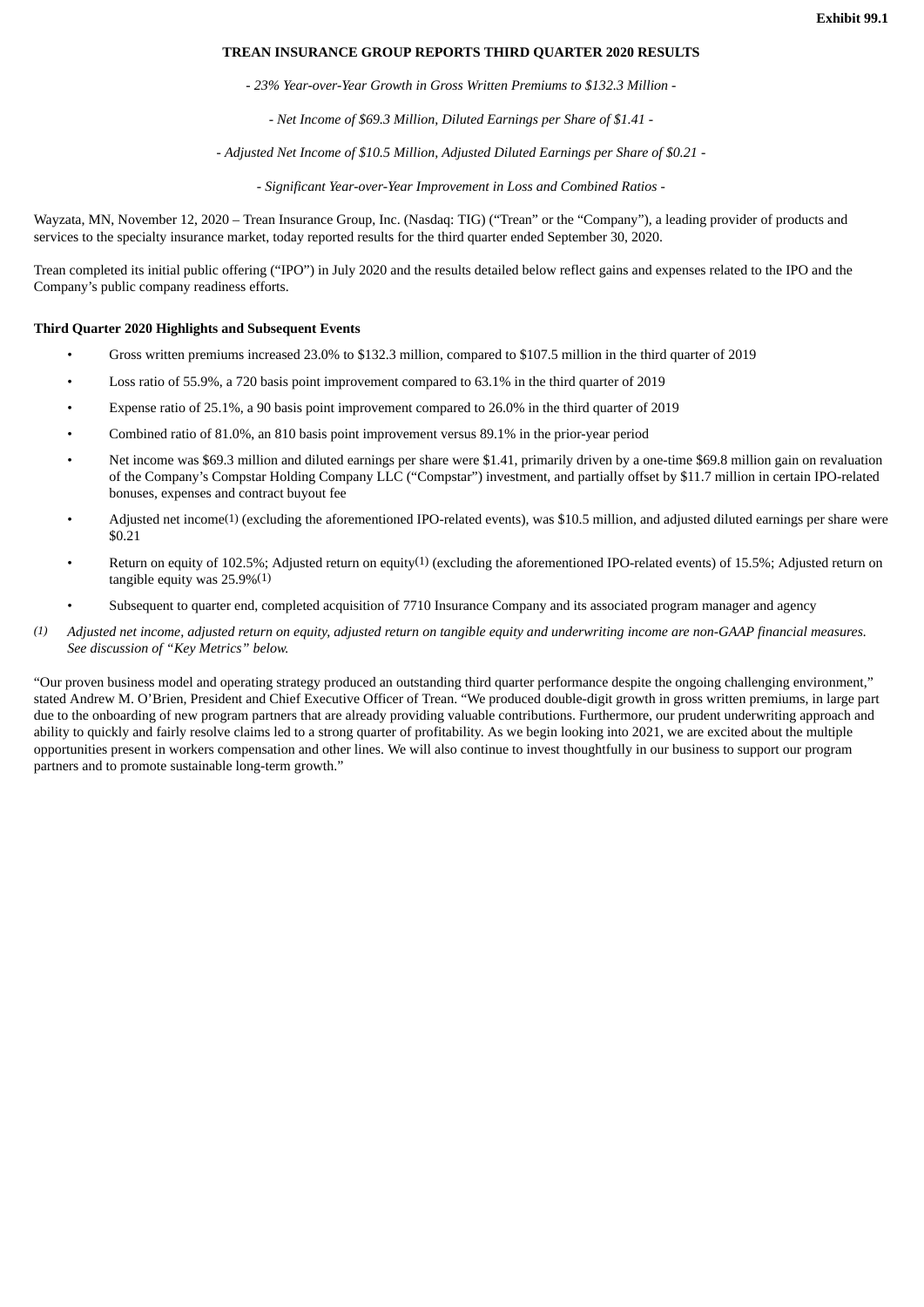**Exhibit 99.1**

## TREAN INSURANCE GROUP REPORTS THIRD QUARTER 2020 RESULTS

*- 23% Year-over-Year Growth in Gross Written Premiums to $132.3 Million -*

*- Net Income of $69.3 Million, Diluted Earnings per Share of $1.41 -*

*- Adjusted Net Income of $10.5 Million, Adjusted Diluted Earnings per Share of $0.21 -*

*- Significant Year-over-Year Improvement in Loss and Combined Ratios -*

Wayzata, MN, November 12, 2020 – Trean Insurance Group, Inc. (Nasdaq: TIG) ("Trean" or the "Company"), a leading provider of products and services to the specialty insurance market, today reported results for the third quarter ended September 30, 2020.

Trean completed its initial public offering ("IPO") in July 2020 and the results detailed below reflect gains and expenses related to the IPO and the Company's public company readiness efforts.

### Third Quarter 2020 Highlights and Subsequent Events

- Gross written premiums increased 23.0% to $132.3 million, compared to $107.5 million in the third quarter of 2019
- Loss ratio of 55.9%, a 720 basis point improvement compared to 63.1% in the third quarter of 2019
- Expense ratio of 25.1%, a 90 basis point improvement compared to 26.0% in the third quarter of 2019
- Combined ratio of 81.0%, an 810 basis point improvement versus 89.1% in the prior-year period
- Net income was $69.3 million and diluted earnings per share were $1.41, primarily driven by a one-time $69.8 million gain on revaluation of the Company's Compstar Holding Company LLC ("Compstar") investment, and partially offset by $11.7 million in certain IPO-related bonuses, expenses and contract buyout fee
- Adjusted net income[1] (excluding the aforementioned IPO-related events), was $10.5 million, and adjusted diluted earnings per share were $0.21
- Return on equity of 102.5%; Adjusted return on equity[1] (excluding the aforementioned IPO-related events) of 15.5%; Adjusted return on tangible equity was 25.9%[1]
- Subsequent to quarter end, completed acquisition of 7710 Insurance Company and its associated program manager and agency

*(1) Adjusted net income, adjusted return on equity, adjusted return on tangible equity and underwriting income are non-GAAP financial measures. See discussion of "Key Metrics" below.*

"Our proven business model and operating strategy produced an outstanding third quarter performance despite the ongoing challenging environment," stated Andrew M. O'Brien, President and Chief Executive Officer of Trean. "We produced double-digit growth in gross written premiums, in large part due to the onboarding of new program partners that are already providing valuable contributions. Furthermore, our prudent underwriting approach and ability to quickly and fairly resolve claims led to a strong quarter of profitability. As we begin looking into 2021, we are excited about the multiple opportunities present in workers compensation and other lines. We will also continue to invest thoughtfully in our business to support our program partners and to promote sustainable long-term growth."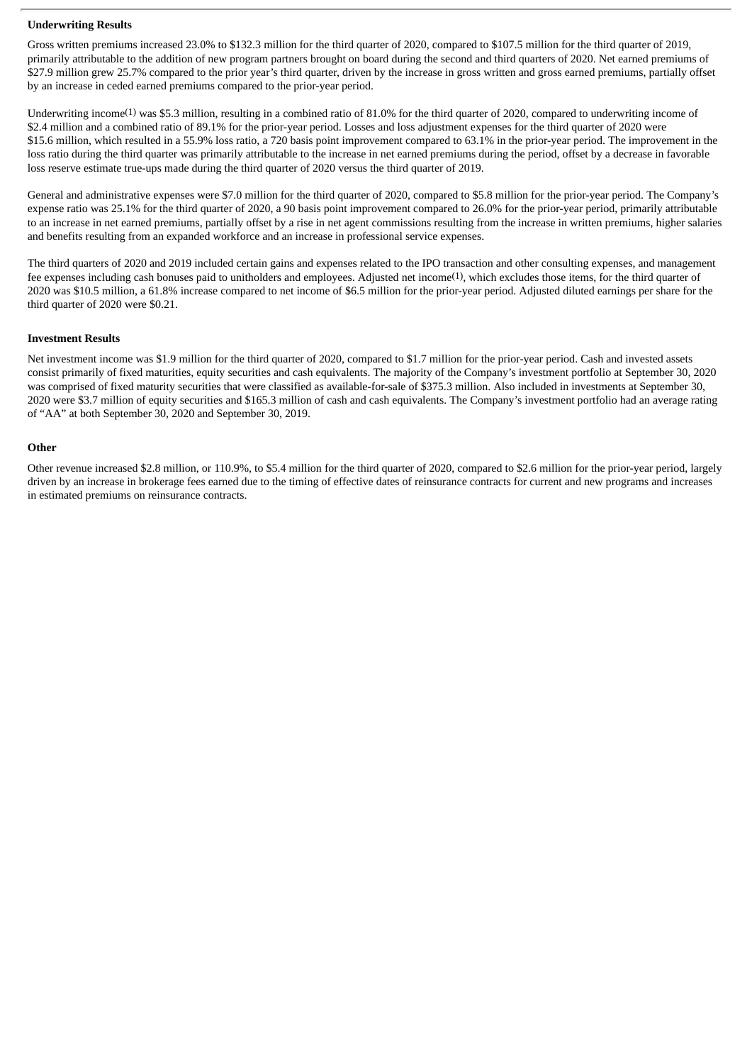**Underwriting Results**

Gross written premiums increased 23.0% to $132.3 million for the third quarter of 2020, compared to $107.5 million for the third quarter of 2019, primarily attributable to the addition of new program partners brought on board during the second and third quarters of 2020. Net earned premiums of $27.9 million grew 25.7% compared to the prior year's third quarter, driven by the increase in gross written and gross earned premiums, partially offset by an increase in ceded earned premiums compared to the prior-year period.

Underwriting income[1] was $5.3 million, resulting in a combined ratio of 81.0% for the third quarter of 2020, compared to underwriting income of $2.4 million and a combined ratio of 89.1% for the prior-year period. Losses and loss adjustment expenses for the third quarter of 2020 were $15.6 million, which resulted in a 55.9% loss ratio, a 720 basis point improvement compared to 63.1% in the prior-year period. The improvement in the loss ratio during the third quarter was primarily attributable to the increase in net earned premiums during the period, offset by a decrease in favorable loss reserve estimate true-ups made during the third quarter of 2020 versus the third quarter of 2019.

General and administrative expenses were $7.0 million for the third quarter of 2020, compared to $5.8 million for the prior-year period. The Company's expense ratio was 25.1% for the third quarter of 2020, a 90 basis point improvement compared to 26.0% for the prior-year period, primarily attributable to an increase in net earned premiums, partially offset by a rise in net agent commissions resulting from the increase in written premiums, higher salaries and benefits resulting from an expanded workforce and an increase in professional service expenses.

The third quarters of 2020 and 2019 included certain gains and expenses related to the IPO transaction and other consulting expenses, and management fee expenses including cash bonuses paid to unitholders and employees. Adjusted net income[1], which excludes those items, for the third quarter of 2020 was $10.5 million, a 61.8% increase compared to net income of $6.5 million for the prior-year period. Adjusted diluted earnings per share for the third quarter of 2020 were $0.21.

**Investment Results**

Net investment income was $1.9 million for the third quarter of 2020, compared to $1.7 million for the prior-year period. Cash and invested assets consist primarily of fixed maturities, equity securities and cash equivalents. The majority of the Company's investment portfolio at September 30, 2020 was comprised of fixed maturity securities that were classified as available-for-sale of $375.3 million. Also included in investments at September 30, 2020 were $3.7 million of equity securities and $165.3 million of cash and cash equivalents. The Company's investment portfolio had an average rating of "AA" at both September 30, 2020 and September 30, 2019.

**Other**

Other revenue increased $2.8 million, or 110.9%, to $5.4 million for the third quarter of 2020, compared to $2.6 million for the prior-year period, largely driven by an increase in brokerage fees earned due to the timing of effective dates of reinsurance contracts for current and new programs and increases in estimated premiums on reinsurance contracts.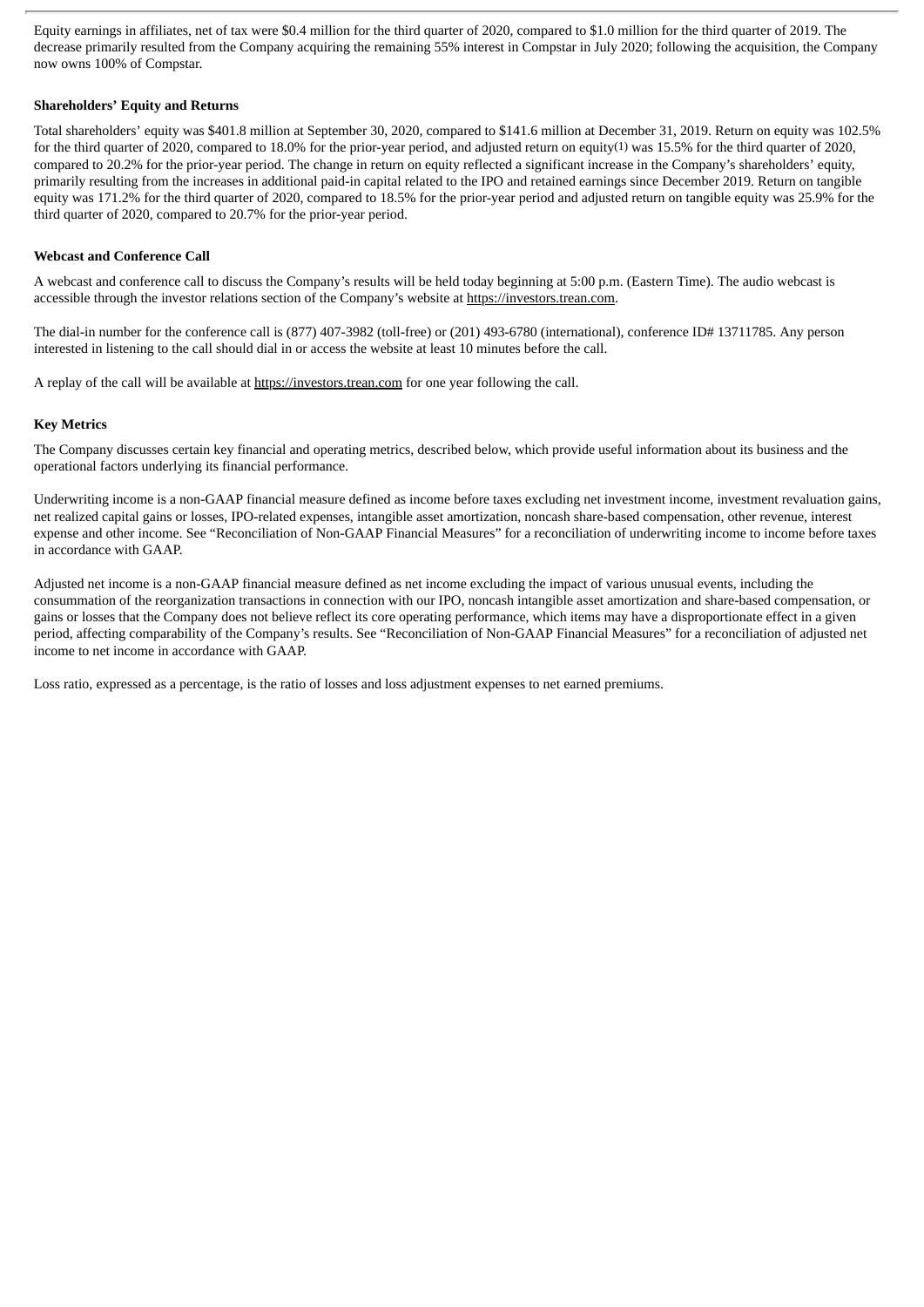Equity earnings in affiliates, net of tax were $0.4 million for the third quarter of 2020, compared to $1.0 million for the third quarter of 2019. The decrease primarily resulted from the Company acquiring the remaining 55% interest in Compstar in July 2020; following the acquisition, the Company now owns 100% of Compstar.

**Shareholders' Equity and Returns**

Total shareholders' equity was $401.8 million at September 30, 2020, compared to $141.6 million at December 31, 2019. Return on equity was 102.5% for the third quarter of 2020, compared to 18.0% for the prior-year period, and adjusted return on equity(1) was 15.5% for the third quarter of 2020, compared to 20.2% for the prior-year period. The change in return on equity reflected a significant increase in the Company's shareholders' equity, primarily resulting from the increases in additional paid-in capital related to the IPO and retained earnings since December 2019. Return on tangible equity was 171.2% for the third quarter of 2020, compared to 18.5% for the prior-year period and adjusted return on tangible equity was 25.9% for the third quarter of 2020, compared to 20.7% for the prior-year period.

**Webcast and Conference Call**

A webcast and conference call to discuss the Company's results will be held today beginning at 5:00 p.m. (Eastern Time). The audio webcast is accessible through the investor relations section of the Company's website at https://investors.trean.com.

The dial-in number for the conference call is (877) 407-3982 (toll-free) or (201) 493-6780 (international), conference ID# 13711785. Any person interested in listening to the call should dial in or access the website at least 10 minutes before the call.

A replay of the call will be available at https://investors.trean.com for one year following the call.

**Key Metrics**

The Company discusses certain key financial and operating metrics, described below, which provide useful information about its business and the operational factors underlying its financial performance.

Underwriting income is a non-GAAP financial measure defined as income before taxes excluding net investment income, investment revaluation gains, net realized capital gains or losses, IPO-related expenses, intangible asset amortization, noncash share-based compensation, other revenue, interest expense and other income. See "Reconciliation of Non-GAAP Financial Measures" for a reconciliation of underwriting income to income before taxes in accordance with GAAP.

Adjusted net income is a non-GAAP financial measure defined as net income excluding the impact of various unusual events, including the consummation of the reorganization transactions in connection with our IPO, noncash intangible asset amortization and share-based compensation, or gains or losses that the Company does not believe reflect its core operating performance, which items may have a disproportionate effect in a given period, affecting comparability of the Company's results. See "Reconciliation of Non-GAAP Financial Measures" for a reconciliation of adjusted net income to net income in accordance with GAAP.

Loss ratio, expressed as a percentage, is the ratio of losses and loss adjustment expenses to net earned premiums.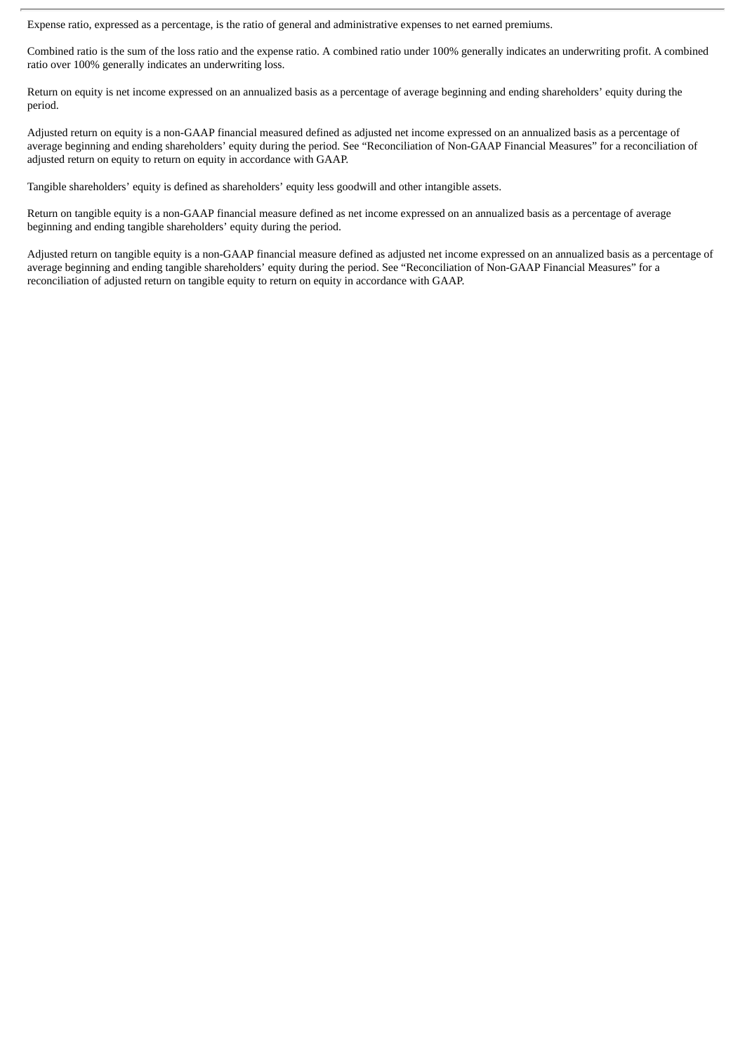Expense ratio, expressed as a percentage, is the ratio of general and administrative expenses to net earned premiums.

Combined ratio is the sum of the loss ratio and the expense ratio. A combined ratio under 100% generally indicates an underwriting profit. A combined ratio over 100% generally indicates an underwriting loss.

Return on equity is net income expressed on an annualized basis as a percentage of average beginning and ending shareholders' equity during the period.

Adjusted return on equity is a non-GAAP financial measured defined as adjusted net income expressed on an annualized basis as a percentage of average beginning and ending shareholders' equity during the period. See "Reconciliation of Non-GAAP Financial Measures" for a reconciliation of adjusted return on equity to return on equity in accordance with GAAP.

Tangible shareholders' equity is defined as shareholders' equity less goodwill and other intangible assets.

Return on tangible equity is a non-GAAP financial measure defined as net income expressed on an annualized basis as a percentage of average beginning and ending tangible shareholders' equity during the period.

Adjusted return on tangible equity is a non-GAAP financial measure defined as adjusted net income expressed on an annualized basis as a percentage of average beginning and ending tangible shareholders' equity during the period. See "Reconciliation of Non-GAAP Financial Measures" for a reconciliation of adjusted return on tangible equity to return on equity in accordance with GAAP.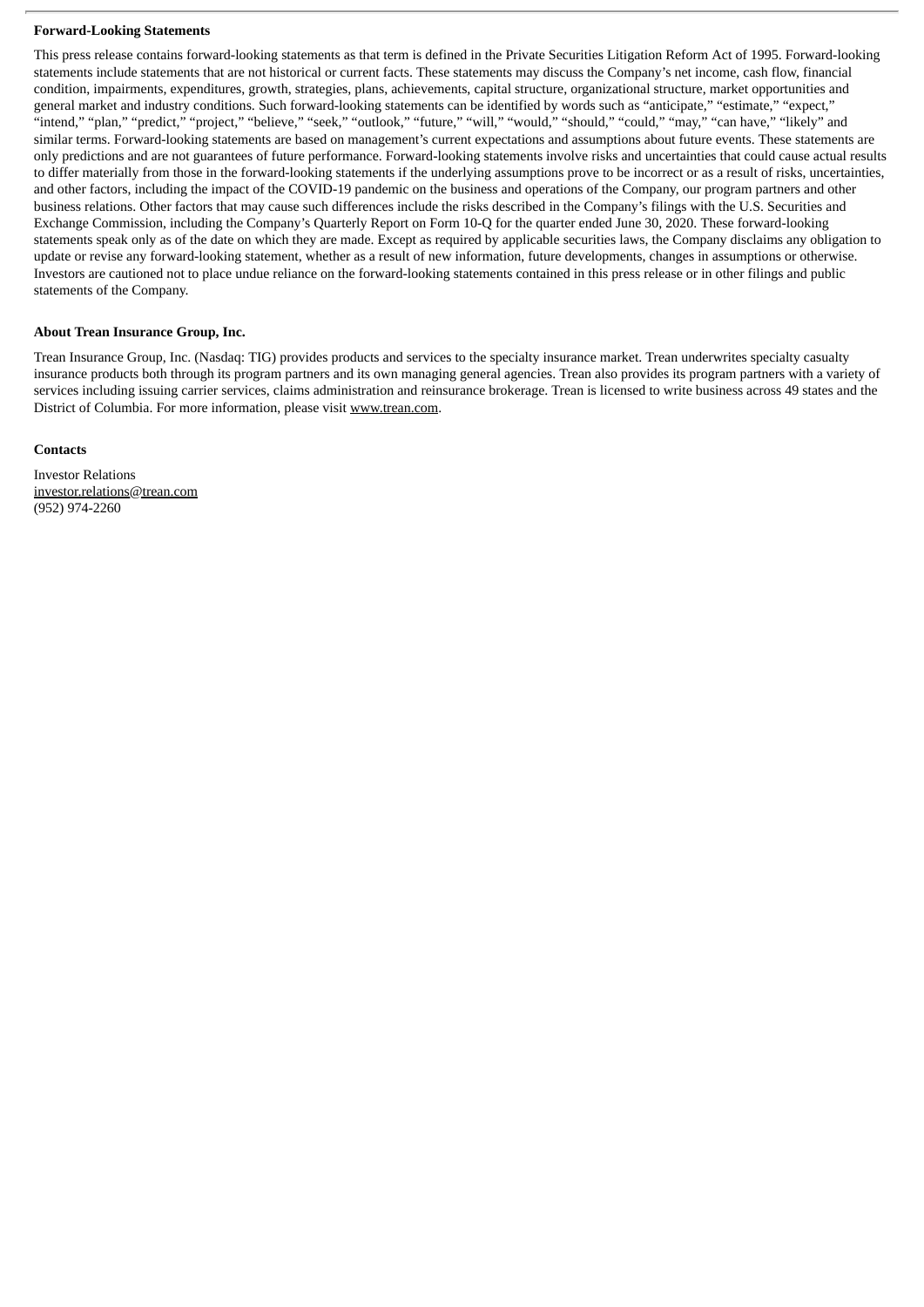**Forward-Looking Statements**

This press release contains forward-looking statements as that term is defined in the Private Securities Litigation Reform Act of 1995. Forward-looking statements include statements that are not historical or current facts. These statements may discuss the Company's net income, cash flow, financial condition, impairments, expenditures, growth, strategies, plans, achievements, capital structure, organizational structure, market opportunities and general market and industry conditions. Such forward-looking statements can be identified by words such as "anticipate," "estimate," "expect," "intend," "plan," "predict," "project," "believe," "seek," "outlook," "future," "will," "would," "should," "could," "may," "can have," "likely" and similar terms. Forward-looking statements are based on management's current expectations and assumptions about future events. These statements are only predictions and are not guarantees of future performance. Forward-looking statements involve risks and uncertainties that could cause actual results to differ materially from those in the forward-looking statements if the underlying assumptions prove to be incorrect or as a result of risks, uncertainties, and other factors, including the impact of the COVID-19 pandemic on the business and operations of the Company, our program partners and other business relations. Other factors that may cause such differences include the risks described in the Company's filings with the U.S. Securities and Exchange Commission, including the Company's Quarterly Report on Form 10-Q for the quarter ended June 30, 2020. These forward-looking statements speak only as of the date on which they are made. Except as required by applicable securities laws, the Company disclaims any obligation to update or revise any forward-looking statement, whether as a result of new information, future developments, changes in assumptions or otherwise. Investors are cautioned not to place undue reliance on the forward-looking statements contained in this press release or in other filings and public statements of the Company.

**About Trean Insurance Group, Inc.**

Trean Insurance Group, Inc. (Nasdaq: TIG) provides products and services to the specialty insurance market. Trean underwrites specialty casualty insurance products both through its program partners and its own managing general agencies. Trean also provides its program partners with a variety of services including issuing carrier services, claims administration and reinsurance brokerage. Trean is licensed to write business across 49 states and the District of Columbia. For more information, please visit www.trean.com.

**Contacts**

Investor Relations
investor.relations@trean.com
(952) 974-2260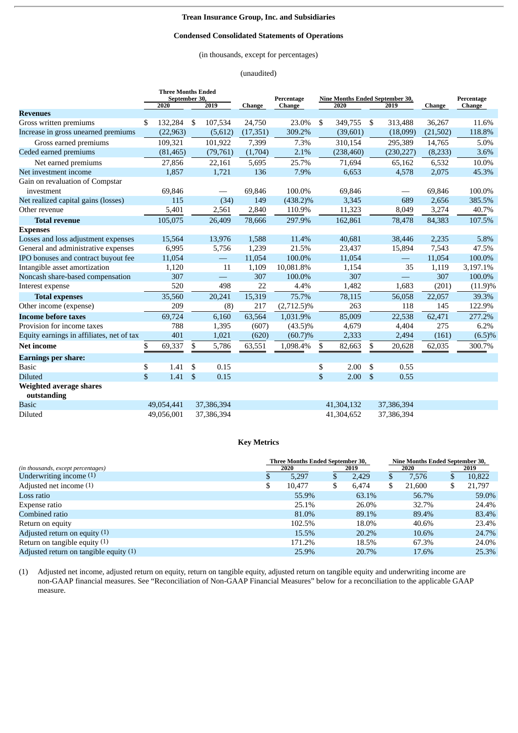**Trean Insurance Group, Inc. and Subsidiaries**

**Condensed Consolidated Statements of Operations**

(in thousands, except for percentages)

(unaudited)

| | Three Months Ended September 30, 2020 | Three Months Ended September 30, 2019 | Change | Percentage Change | Nine Months Ended September 30, 2020 | Nine Months Ended September 30, 2019 | Change | Percentage Change |
|---|---|---|---|---|---|---|---|---|
| **Revenues** | | | | | | | | |
| Gross written premiums | $ 132,284 | $ 107,534 | 24,750 | 23.0% | $ 349,755 | $ 313,488 | 36,267 | 11.6% |
| Increase in gross unearned premiums | (22,963) | (5,612) | (17,351) | 309.2% | (39,601) | (18,099) | (21,502) | 118.8% |
| Gross earned premiums | 109,321 | 101,922 | 7,399 | 7.3% | 310,154 | 295,389 | 14,765 | 5.0% |
| Ceded earned premiums | (81,465) | (79,761) | (1,704) | 2.1% | (238,460) | (230,227) | (8,233) | 3.6% |
| Net earned premiums | 27,856 | 22,161 | 5,695 | 25.7% | 71,694 | 65,162 | 6,532 | 10.0% |
| Net investment income | 1,857 | 1,721 | 136 | 7.9% | 6,653 | 4,578 | 2,075 | 45.3% |
| Gain on revaluation of Compstar investment | 69,846 | — | 69,846 | 100.0% | 69,846 | — | 69,846 | 100.0% |
| Net realized capital gains (losses) | 115 | (34) | 149 | (438.2)% | 3,345 | 689 | 2,656 | 385.5% |
| Other revenue | 5,401 | 2,561 | 2,840 | 110.9% | 11,323 | 8,049 | 3,274 | 40.7% |
| **Total revenue** | 105,075 | 26,409 | 78,666 | 297.9% | 162,861 | 78,478 | 84,383 | 107.5% |
| **Expenses** | | | | | | | | |
| Losses and loss adjustment expenses | 15,564 | 13,976 | 1,588 | 11.4% | 40,681 | 38,446 | 2,235 | 5.8% |
| General and administrative expenses | 6,995 | 5,756 | 1,239 | 21.5% | 23,437 | 15,894 | 7,543 | 47.5% |
| IPO bonuses and contract buyout fee | 11,054 | — | 11,054 | 100.0% | 11,054 | — | 11,054 | 100.0% |
| Intangible asset amortization | 1,120 | 11 | 1,109 | 10,081.8% | 1,154 | 35 | 1,119 | 3,197.1% |
| Noncash share-based compensation | 307 | — | 307 | 100.0% | 307 | — | 307 | 100.0% |
| Interest expense | 520 | 498 | 22 | 4.4% | 1,482 | 1,683 | (201) | (11.9)% |
| **Total expenses** | 35,560 | 20,241 | 15,319 | 75.7% | 78,115 | 56,058 | 22,057 | 39.3% |
| Other income (expense) | 209 | (8) | 217 | (2,712.5)% | 263 | 118 | 145 | 122.9% |
| **Income before taxes** | 69,724 | 6,160 | 63,564 | 1,031.9% | 85,009 | 22,538 | 62,471 | 277.2% |
| Provision for income taxes | 788 | 1,395 | (607) | (43.5)% | 4,679 | 4,404 | 275 | 6.2% |
| Equity earnings in affiliates, net of tax | 401 | 1,021 | (620) | (60.7)% | 2,333 | 2,494 | (161) | (6.5)% |
| **Net income** | $ 69,337 | $ 5,786 | 63,551 | 1,098.4% | $ 82,663 | $ 20,628 | 62,035 | 300.7% |
| **Earnings per share:** | | | | | | | | |
| Basic | $ 1.41 | $ 0.15 | | | $ 2.00 | $ 0.55 | | |
| Diluted | $ 1.41 | $ 0.15 | | | $ 2.00 | $ 0.55 | | |
| **Weighted average shares outstanding** | | | | | | | | |
| Basic | 49,054,441 | 37,386,394 | | | 41,304,132 | 37,386,394 | | |
| Diluted | 49,056,001 | 37,386,394 | | | 41,304,652 | 37,386,394 | | |

**Key Metrics**

| *(in thousands, except percentages)* | Three Months Ended September 30, 2020 | Three Months Ended September 30, 2019 | Nine Months Ended September 30, 2020 | Nine Months Ended September 30, 2019 |
|---|---|---|---|---|
| Underwriting income (1) | $ 5,297 | $ 2,429 | $ 7,576 | $ 10,822 |
| Adjusted net income (1) | $ 10,477 | $ 6,474 | $ 21,600 | $ 21,797 |
| Loss ratio | 55.9% | 63.1% | 56.7% | 59.0% |
| Expense ratio | 25.1% | 26.0% | 32.7% | 24.4% |
| Combined ratio | 81.0% | 89.1% | 89.4% | 83.4% |
| Return on equity | 102.5% | 18.0% | 40.6% | 23.4% |
| Adjusted return on equity (1) | 15.5% | 20.2% | 10.6% | 24.7% |
| Return on tangible equity (1) | 171.2% | 18.5% | 67.3% | 24.0% |
| Adjusted return on tangible equity (1) | 25.9% | 20.7% | 17.6% | 25.3% |

(1) Adjusted net income, adjusted return on equity, return on tangible equity, adjusted return on tangible equity and underwriting income are non-GAAP financial measures. See "Reconciliation of Non-GAAP Financial Measures" below for a reconciliation to the applicable GAAP measure.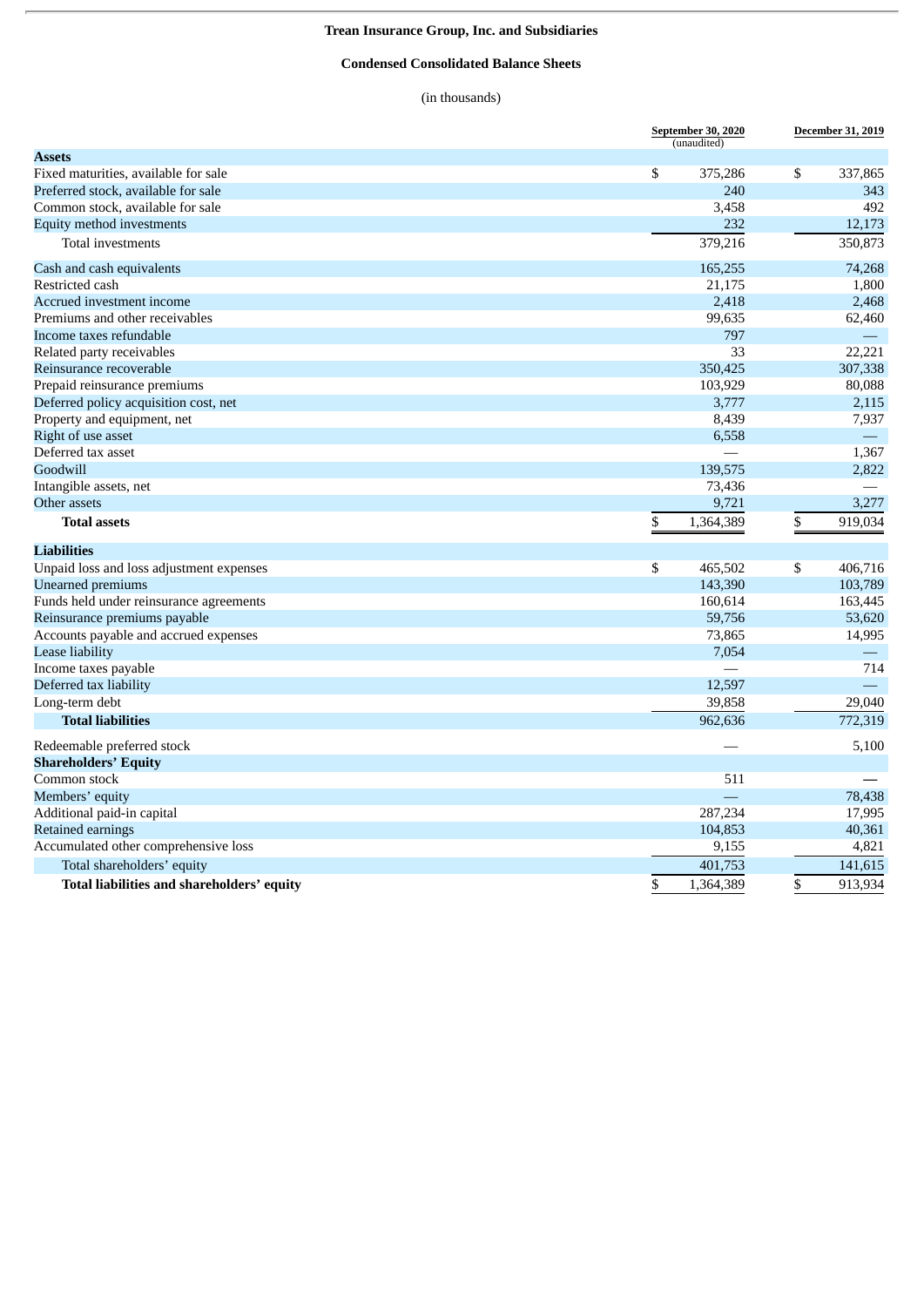**Trean Insurance Group, Inc. and Subsidiaries**

**Condensed Consolidated Balance Sheets**

(in thousands)

| | September 30, 2020 (unaudited) | December 31, 2019 |
|---|---|---|
| **Assets** | | |
| Fixed maturities, available for sale | $ 375,286 | $ 337,865 |
| Preferred stock, available for sale | 240 | 343 |
| Common stock, available for sale | 3,458 | 492 |
| Equity method investments | 232 | 12,173 |
| Total investments | 379,216 | 350,873 |
| Cash and cash equivalents | 165,255 | 74,268 |
| Restricted cash | 21,175 | 1,800 |
| Accrued investment income | 2,418 | 2,468 |
| Premiums and other receivables | 99,635 | 62,460 |
| Income taxes refundable | 797 | — |
| Related party receivables | 33 | 22,221 |
| Reinsurance recoverable | 350,425 | 307,338 |
| Prepaid reinsurance premiums | 103,929 | 80,088 |
| Deferred policy acquisition cost, net | 3,777 | 2,115 |
| Property and equipment, net | 8,439 | 7,937 |
| Right of use asset | 6,558 | — |
| Deferred tax asset | — | 1,367 |
| Goodwill | 139,575 | 2,822 |
| Intangible assets, net | 73,436 | — |
| Other assets | 9,721 | 3,277 |
| **Total assets** | $ 1,364,389 | $ 919,034 |
| **Liabilities** | | |
| Unpaid loss and loss adjustment expenses | $ 465,502 | $ 406,716 |
| Unearned premiums | 143,390 | 103,789 |
| Funds held under reinsurance agreements | 160,614 | 163,445 |
| Reinsurance premiums payable | 59,756 | 53,620 |
| Accounts payable and accrued expenses | 73,865 | 14,995 |
| Lease liability | 7,054 | — |
| Income taxes payable | — | 714 |
| Deferred tax liability | 12,597 | — |
| Long-term debt | 39,858 | 29,040 |
| **Total liabilities** | 962,636 | 772,319 |
| Redeemable preferred stock | — | 5,100 |
| **Shareholders' Equity** | | |
| Common stock | 511 | — |
| Members' equity | — | 78,438 |
| Additional paid-in capital | 287,234 | 17,995 |
| Retained earnings | 104,853 | 40,361 |
| Accumulated other comprehensive loss | 9,155 | 4,821 |
| Total shareholders' equity | 401,753 | 141,615 |
| **Total liabilities and shareholders' equity** | $ 1,364,389 | $ 913,934 |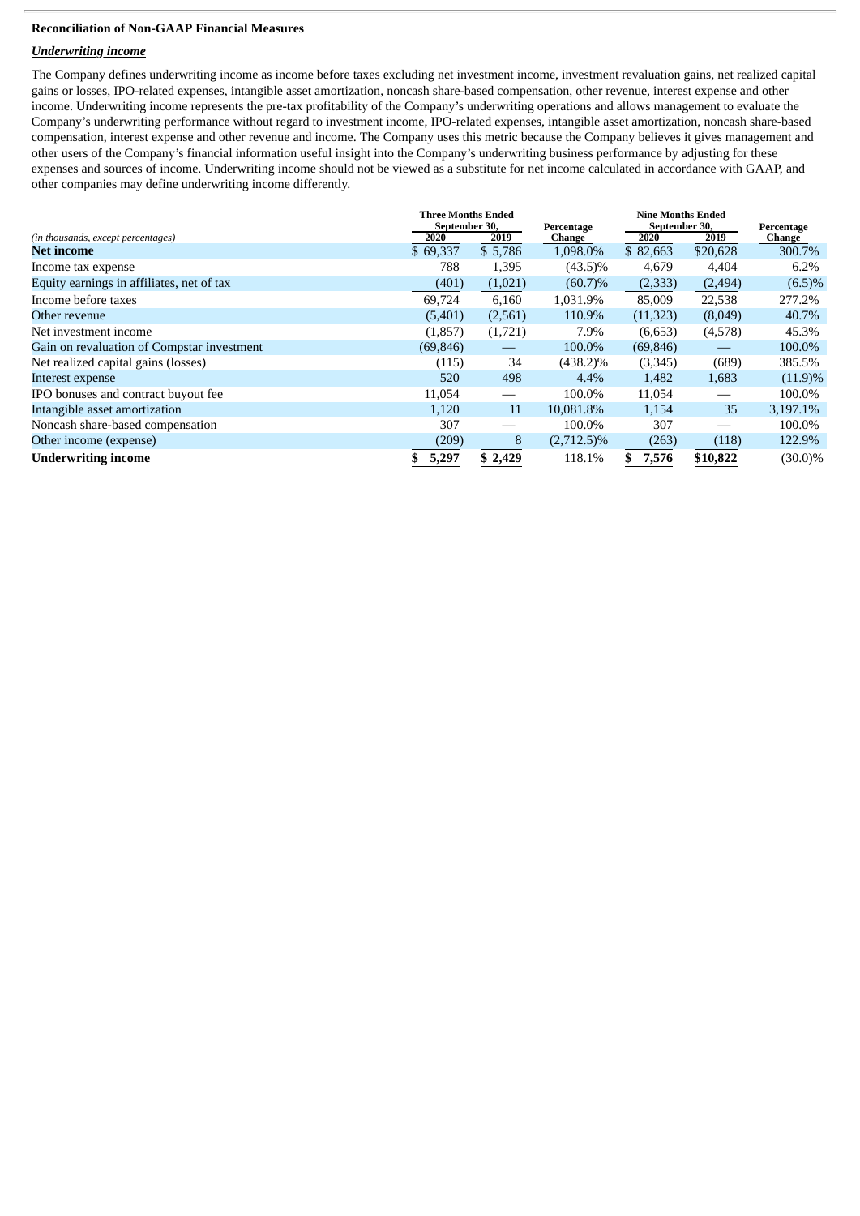**Reconciliation of Non-GAAP Financial Measures**

***Underwriting income***

The Company defines underwriting income as income before taxes excluding net investment income, investment revaluation gains, net realized capital gains or losses, IPO-related expenses, intangible asset amortization, noncash share-based compensation, other revenue, interest expense and other income. Underwriting income represents the pre-tax profitability of the Company's underwriting operations and allows management to evaluate the Company's underwriting performance without regard to investment income, IPO-related expenses, intangible asset amortization, noncash share-based compensation, interest expense and other revenue and income. The Company uses this metric because the Company believes it gives management and other users of the Company's financial information useful insight into the Company's underwriting business performance by adjusting for these expenses and sources of income. Underwriting income should not be viewed as a substitute for net income calculated in accordance with GAAP, and other companies may define underwriting income differently.

| (in thousands, except percentages) | Three Months Ended September 30, 2020 | Three Months Ended September 30, 2019 | Percentage Change | Nine Months Ended September 30, 2020 | Nine Months Ended September 30, 2019 | Percentage Change |
|---|---|---|---|---|---|---|
| **Net income** | $ 69,337 | $ 5,786 | 1,098.0% | $ 82,663 | $20,628 | 300.7% |
| Income tax expense | 788 | 1,395 | (43.5)% | 4,679 | 4,404 | 6.2% |
| Equity earnings in affiliates, net of tax | (401) | (1,021) | (60.7)% | (2,333) | (2,494) | (6.5)% |
| Income before taxes | 69,724 | 6,160 | 1,031.9% | 85,009 | 22,538 | 277.2% |
| Other revenue | (5,401) | (2,561) | 110.9% | (11,323) | (8,049) | 40.7% |
| Net investment income | (1,857) | (1,721) | 7.9% | (6,653) | (4,578) | 45.3% |
| Gain on revaluation of Compstar investment | (69,846) | — | 100.0% | (69,846) | — | 100.0% |
| Net realized capital gains (losses) | (115) | 34 | (438.2)% | (3,345) | (689) | 385.5% |
| Interest expense | 520 | 498 | 4.4% | 1,482 | 1,683 | (11.9)% |
| IPO bonuses and contract buyout fee | 11,054 | — | 100.0% | 11,054 | — | 100.0% |
| Intangible asset amortization | 1,120 | 11 | 10,081.8% | 1,154 | 35 | 3,197.1% |
| Noncash share-based compensation | 307 | — | 100.0% | 307 | — | 100.0% |
| Other income (expense) | (209) | 8 | (2,712.5)% | (263) | (118) | 122.9% |
| **Underwriting income** | **$ 5,297** | **$ 2,429** | 118.1% | **$ 7,576** | **$10,822** | (30.0)% |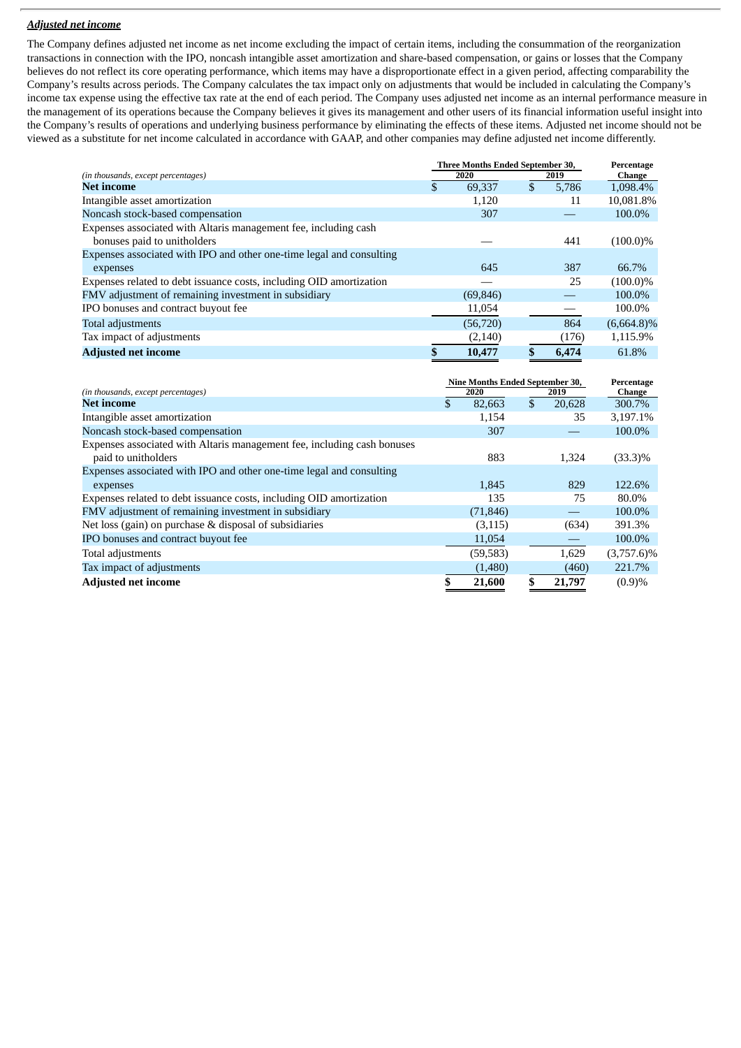***Adjusted net income***

The Company defines adjusted net income as net income excluding the impact of certain items, including the consummation of the reorganization transactions in connection with the IPO, noncash intangible asset amortization and share-based compensation, or gains or losses that the Company believes do not reflect its core operating performance, which items may have a disproportionate effect in a given period, affecting comparability the Company's results across periods. The Company calculates the tax impact only on adjustments that would be included in calculating the Company's income tax expense using the effective tax rate at the end of each period. The Company uses adjusted net income as an internal performance measure in the management of its operations because the Company believes it gives its management and other users of its financial information useful insight into the Company's results of operations and underlying business performance by eliminating the effects of these items. Adjusted net income should not be viewed as a substitute for net income calculated in accordance with GAAP, and other companies may define adjusted net income differently.

| *(in thousands, except percentages)* | Three Months Ended September 30, 2020 | Three Months Ended September 30, 2019 | Percentage Change |
|---|---|---|---|
| **Net income** | $ 69,337 | $ 5,786 | 1,098.4% |
| Intangible asset amortization | 1,120 | 11 | 10,081.8% |
| Noncash stock-based compensation | 307 | — | 100.0% |
| Expenses associated with Altaris management fee, including cash bonuses paid to unitholders | — | 441 | (100.0)% |
| Expenses associated with IPO and other one-time legal and consulting expenses | 645 | 387 | 66.7% |
| Expenses related to debt issuance costs, including OID amortization | — | 25 | (100.0)% |
| FMV adjustment of remaining investment in subsidiary | (69,846) | — | 100.0% |
| IPO bonuses and contract buyout fee | 11,054 | — | 100.0% |
| Total adjustments | (56,720) | 864 | (6,664.8)% |
| Tax impact of adjustments | (2,140) | (176) | 1,115.9% |
| **Adjusted net income** | **$ 10,477** | **$ 6,474** | 61.8% |

| *(in thousands, except percentages)* | Nine Months Ended September 30, 2020 | Nine Months Ended September 30, 2019 | Percentage Change |
|---|---|---|---|
| **Net income** | $ 82,663 | $ 20,628 | 300.7% |
| Intangible asset amortization | 1,154 | 35 | 3,197.1% |
| Noncash stock-based compensation | 307 | — | 100.0% |
| Expenses associated with Altaris management fee, including cash bonuses paid to unitholders | 883 | 1,324 | (33.3)% |
| Expenses associated with IPO and other one-time legal and consulting expenses | 1,845 | 829 | 122.6% |
| Expenses related to debt issuance costs, including OID amortization | 135 | 75 | 80.0% |
| FMV adjustment of remaining investment in subsidiary | (71,846) | — | 100.0% |
| Net loss (gain) on purchase & disposal of subsidiaries | (3,115) | (634) | 391.3% |
| IPO bonuses and contract buyout fee | 11,054 | — | 100.0% |
| Total adjustments | (59,583) | 1,629 | (3,757.6)% |
| Tax impact of adjustments | (1,480) | (460) | 221.7% |
| **Adjusted net income** | **$ 21,600** | **$ 21,797** | (0.9)% |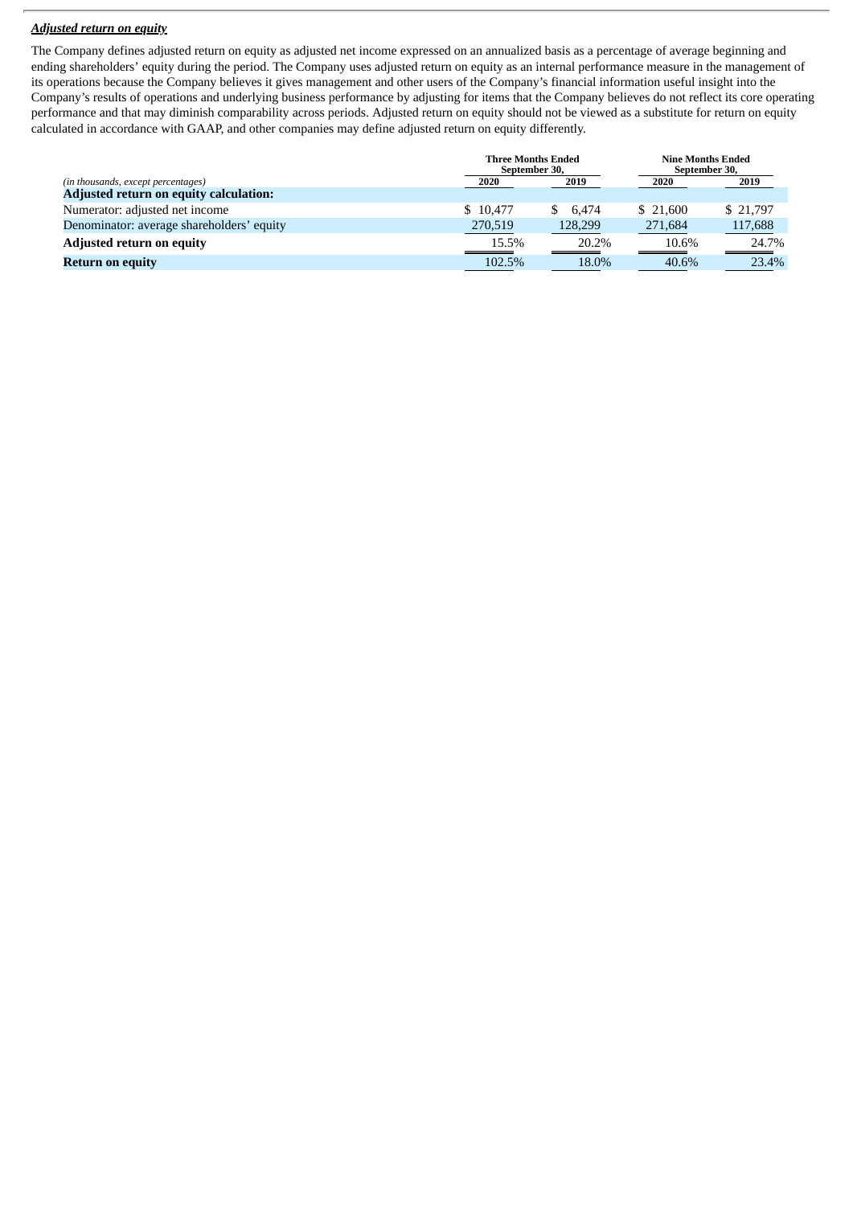***Adjusted return on equity***

The Company defines adjusted return on equity as adjusted net income expressed on an annualized basis as a percentage of average beginning and ending shareholders' equity during the period. The Company uses adjusted return on equity as an internal performance measure in the management of its operations because the Company believes it gives management and other users of the Company's financial information useful insight into the Company's results of operations and underlying business performance by adjusting for items that the Company believes do not reflect its core operating performance and that may diminish comparability across periods. Adjusted return on equity should not be viewed as a substitute for return on equity calculated in accordance with GAAP, and other companies may define adjusted return on equity differently.

| | Three Months Ended September 30, | | Nine Months Ended September 30, | |
|---|---|---|---|---|
| *(in thousands, except percentages)* | 2020 | 2019 | 2020 | 2019 |
| **Adjusted return on equity calculation:** | | | | |
| Numerator: adjusted net income | $ 10,477 | $ 6,474 | $ 21,600 | $ 21,797 |
| Denominator: average shareholders' equity | 270,519 | 128,299 | 271,684 | 117,688 |
| **Adjusted return on equity** | 15.5% | 20.2% | 10.6% | 24.7% |
| **Return on equity** | 102.5% | 18.0% | 40.6% | 23.4% |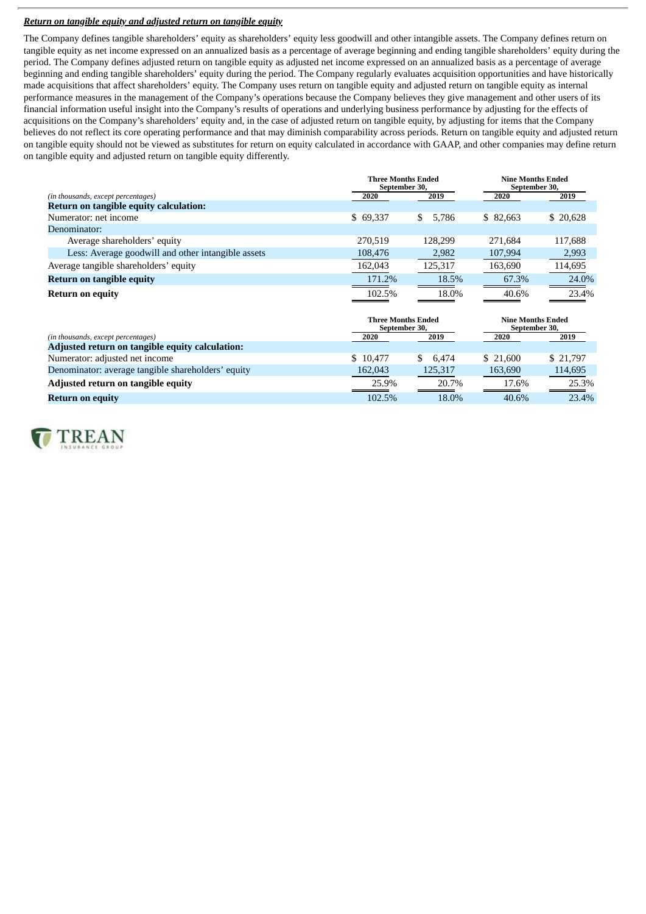***Return on tangible equity and adjusted return on tangible equity***

The Company defines tangible shareholders' equity as shareholders' equity less goodwill and other intangible assets. The Company defines return on tangible equity as net income expressed on an annualized basis as a percentage of average beginning and ending tangible shareholders' equity during the period. The Company defines adjusted return on tangible equity as adjusted net income expressed on an annualized basis as a percentage of average beginning and ending tangible shareholders' equity during the period. The Company regularly evaluates acquisition opportunities and have historically made acquisitions that affect shareholders' equity. The Company uses return on tangible equity and adjusted return on tangible equity as internal performance measures in the management of the Company's operations because the Company believes they give management and other users of its financial information useful insight into the Company's results of operations and underlying business performance by adjusting for the effects of acquisitions on the Company's shareholders' equity and, in the case of adjusted return on tangible equity, by adjusting for items that the Company believes do not reflect its core operating performance and that may diminish comparability across periods. Return on tangible equity and adjusted return on tangible equity should not be viewed as substitutes for return on equity calculated in accordance with GAAP, and other companies may define return on tangible equity and adjusted return on tangible equity differently.

| *(in thousands, except percentages)* | Three Months Ended September 30, 2020 | Three Months Ended September 30, 2019 | Nine Months Ended September 30, 2020 | Nine Months Ended September 30, 2019 |
|---|---|---|---|---|
| **Return on tangible equity calculation:** | | | | |
| Numerator: net income | $ 69,337 | $ 5,786 | $ 82,663 | $ 20,628 |
| Denominator: | | | | |
| Average shareholders' equity | 270,519 | 128,299 | 271,684 | 117,688 |
| Less: Average goodwill and other intangible assets | 108,476 | 2,982 | 107,994 | 2,993 |
| Average tangible shareholders' equity | 162,043 | 125,317 | 163,690 | 114,695 |
| **Return on tangible equity** | 171.2% | 18.5% | 67.3% | 24.0% |
| **Return on equity** | 102.5% | 18.0% | 40.6% | 23.4% |

| *(in thousands, except percentages)* | Three Months Ended September 30, 2020 | Three Months Ended September 30, 2019 | Nine Months Ended September 30, 2020 | Nine Months Ended September 30, 2019 |
|---|---|---|---|---|
| **Adjusted return on tangible equity calculation:** | | | | |
| Numerator: adjusted net income | $ 10,477 | $ 6,474 | $ 21,600 | $ 21,797 |
| Denominator: average tangible shareholders' equity | 162,043 | 125,317 | 163,690 | 114,695 |
| **Adjusted return on tangible equity** | 25.9% | 20.7% | 17.6% | 25.3% |
| **Return on equity** | 102.5% | 18.0% | 40.6% | 23.4% |

TREAN INSURANCE GROUP